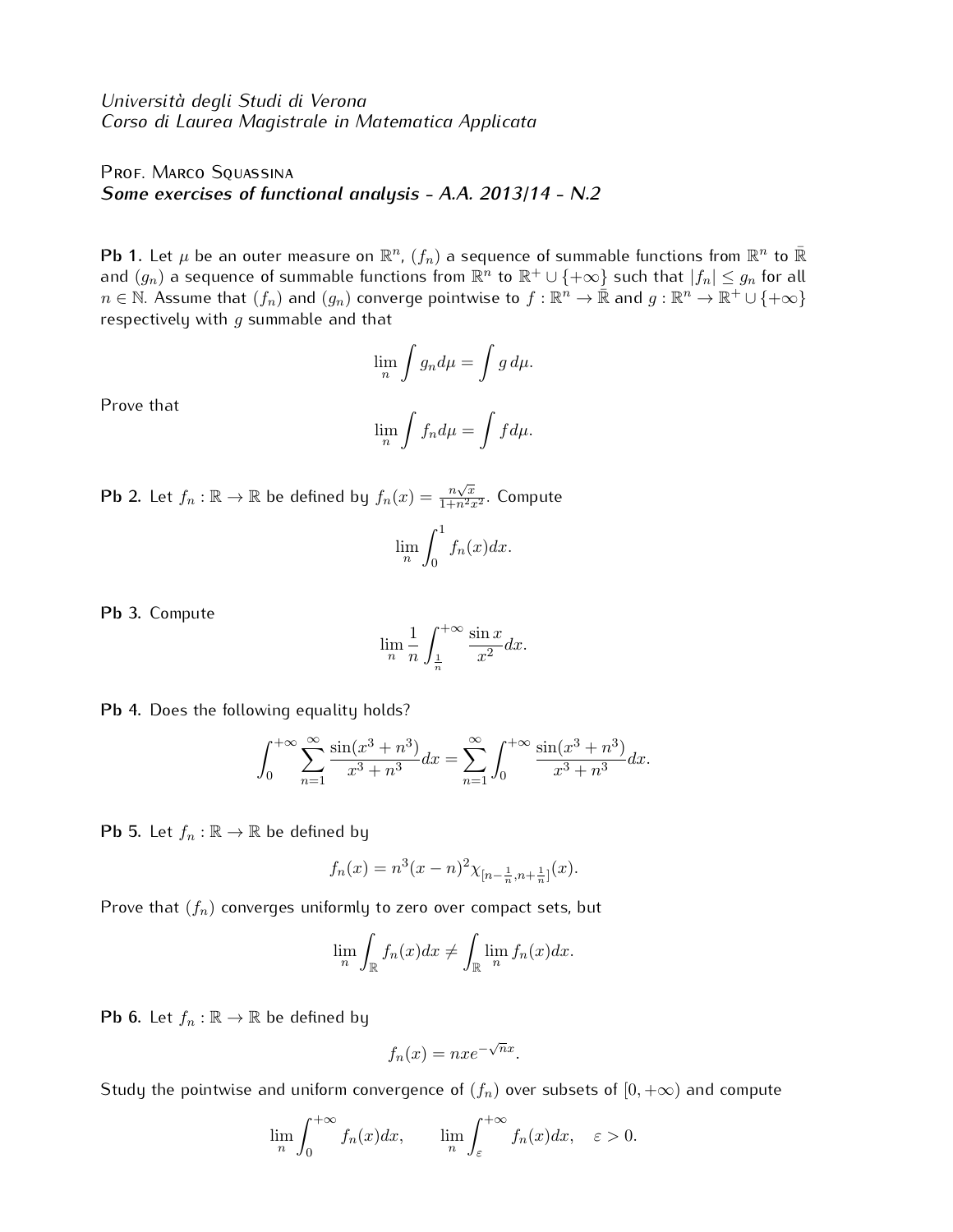*Università degli Studi di Verona*
*Corso di Laurea Magistrale in Matematica Applicata*

Prof. Marco Squassina
***Some exercises of functional analysis - A.A. 2013/14 - N.2***

**Pb 1.** Let $\mu$ be an outer measure on $\mathbb{R}^n$, $(f_n)$ a sequence of summable functions from $\mathbb{R}^n$ to $\bar{\mathbb{R}}$ and $(g_n)$ a sequence of summable functions from $\mathbb{R}^n$ to $\mathbb{R}^+ \cup \{+\infty\}$ such that $|f_n| \leq g_n$ for all $n \in \mathbb{N}$. Assume that $(f_n)$ and $(g_n)$ converge pointwise to $f : \mathbb{R}^n \to \bar{\mathbb{R}}$ and $g : \mathbb{R}^n \to \mathbb{R}^+ \cup \{+\infty\}$ respectively with $g$ summable and that

$$\lim_n \int g_n d\mu = \int g \, d\mu.$$

Prove that

$$\lim_n \int f_n d\mu = \int f d\mu.$$

**Pb 2.** Let $f_n : \mathbb{R} \to \mathbb{R}$ be defined by $f_n(x) = \frac{n\sqrt{x}}{1+n^2x^2}$. Compute

$$\lim_n \int_0^1 f_n(x)dx.$$

**Pb 3.** Compute

$$\lim_n \frac{1}{n} \int_{\frac{1}{n}}^{+\infty} \frac{\sin x}{x^2} dx.$$

**Pb 4.** Does the following equality holds?

$$\int_0^{+\infty} \sum_{n=1}^{\infty} \frac{\sin(x^3 + n^3)}{x^3 + n^3} dx = \sum_{n=1}^{\infty} \int_0^{+\infty} \frac{\sin(x^3 + n^3)}{x^3 + n^3} dx.$$

**Pb 5.** Let $f_n : \mathbb{R} \to \mathbb{R}$ be defined by

$$f_n(x) = n^3(x-n)^2 \chi_{[n-\frac{1}{n}, n+\frac{1}{n}]}(x).$$

Prove that $(f_n)$ converges uniformly to zero over compact sets, but

$$\lim_n \int_{\mathbb{R}} f_n(x)dx \neq \int_{\mathbb{R}} \lim_n f_n(x)dx.$$

**Pb 6.** Let $f_n : \mathbb{R} \to \mathbb{R}$ be defined by

$$f_n(x) = nxe^{-\sqrt{n}x}.$$

Study the pointwise and uniform convergence of $(f_n)$ over subsets of $[0, +\infty)$ and compute

$$\lim_n \int_0^{+\infty} f_n(x)dx, \qquad \lim_n \int_{\varepsilon}^{+\infty} f_n(x)dx, \quad \varepsilon > 0.$$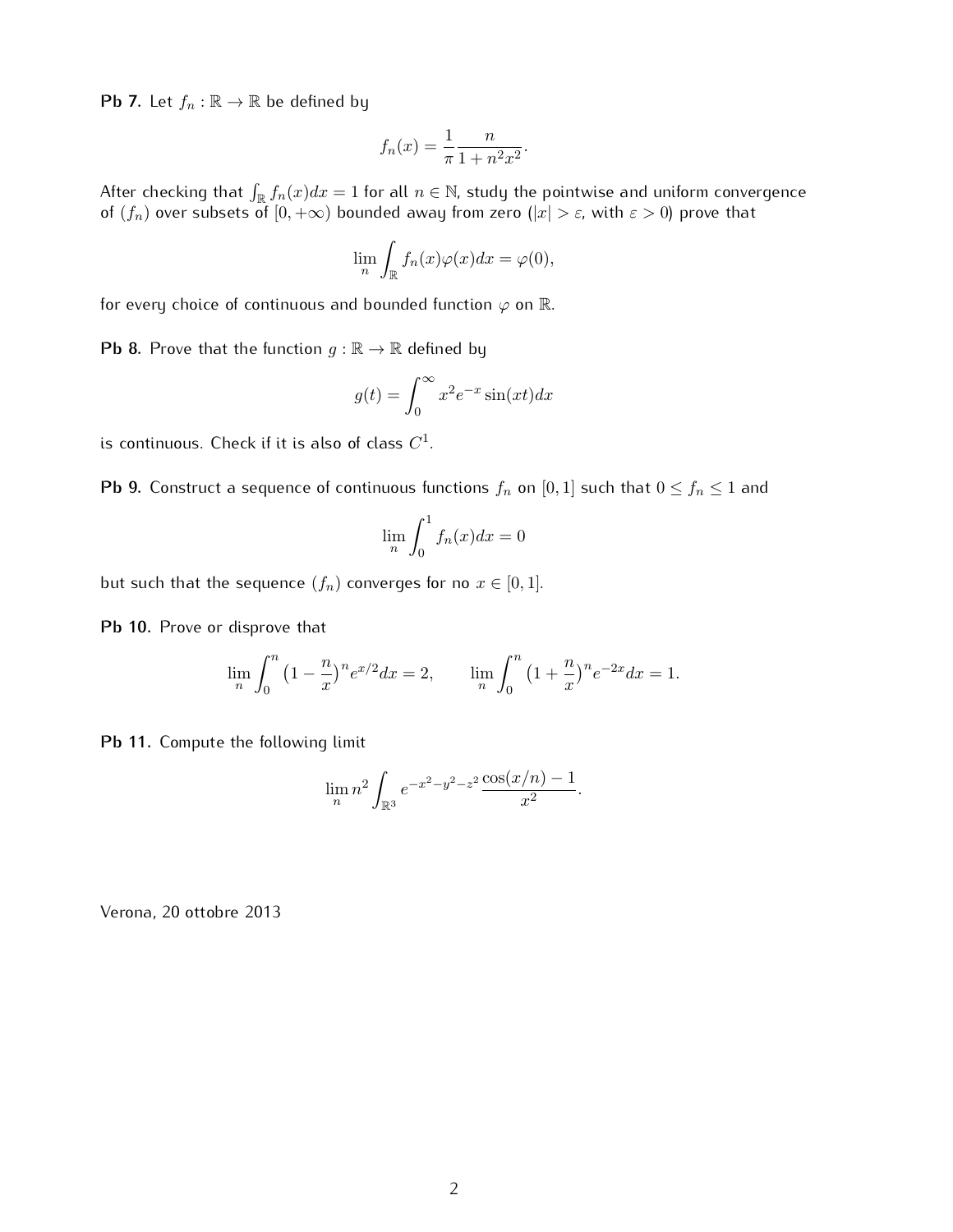**Pb 7.** Let $f_n : \mathbb{R} \to \mathbb{R}$ be defined by

$$f_n(x) = \frac{1}{\pi} \frac{n}{1 + n^2 x^2}.$$

After checking that $\int_{\mathbb{R}} f_n(x)dx = 1$ for all $n \in \mathbb{N}$, study the pointwise and uniform convergence of $(f_n)$ over subsets of $[0, +\infty)$ bounded away from zero ($|x| > \varepsilon$, with $\varepsilon > 0$) prove that

$$\lim_n \int_{\mathbb{R}} f_n(x)\varphi(x)dx = \varphi(0),$$

for every choice of continuous and bounded function $\varphi$ on $\mathbb{R}$.

**Pb 8.** Prove that the function $g : \mathbb{R} \to \mathbb{R}$ defined by

$$g(t) = \int_0^\infty x^2 e^{-x} \sin(xt)dx$$

is continuous. Check if it is also of class $C^1$.

**Pb 9.** Construct a sequence of continuous functions $f_n$ on $[0,1]$ such that $0 \leq f_n \leq 1$ and

$$\lim_n \int_0^1 f_n(x)dx = 0$$

but such that the sequence $(f_n)$ converges for no $x \in [0,1]$.

**Pb 10.** Prove or disprove that

$$\lim_n \int_0^n \left(1 - \frac{n}{x}\right)^n e^{x/2}dx = 2, \qquad \lim_n \int_0^n \left(1 + \frac{n}{x}\right)^n e^{-2x}dx = 1.$$

**Pb 11.** Compute the following limit

$$\lim_n n^2 \int_{\mathbb{R}^3} e^{-x^2-y^2-z^2} \frac{\cos(x/n) - 1}{x^2}.$$

Verona, 20 ottobre 2013